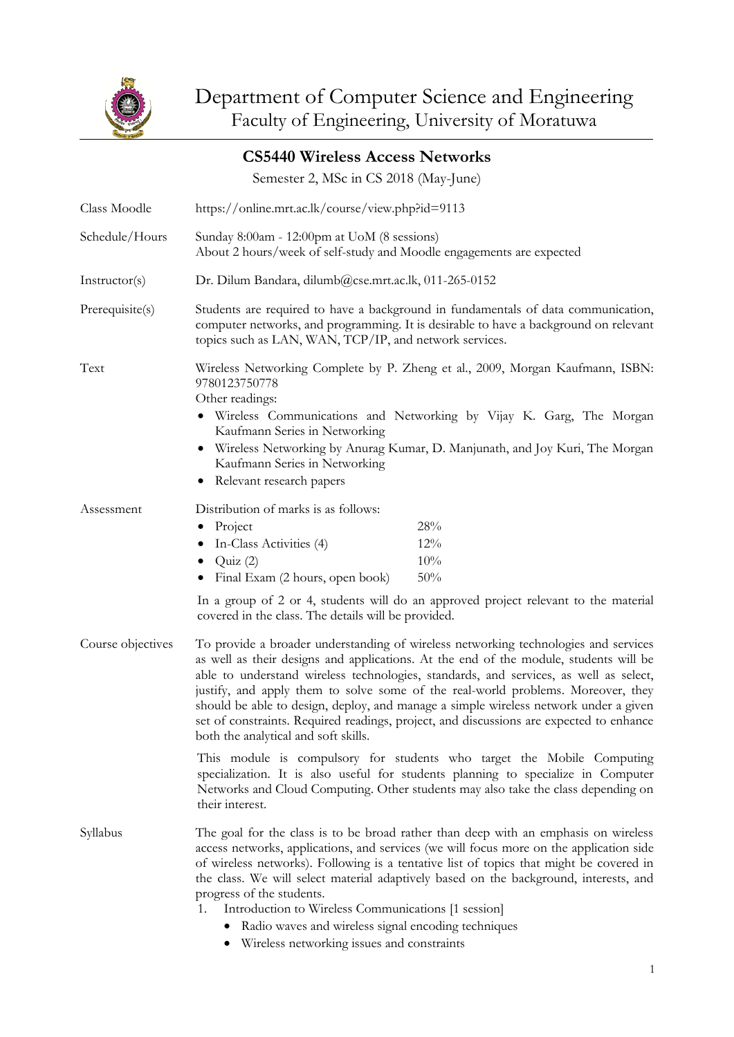# Department of Computer Science and Engineering
## Faculty of Engineering, University of Moratuwa

## CS5440 Wireless Access Networks

Semester 2, MSc in CS 2018 (May-June)

**Class Moodle**
https://online.mrt.ac.lk/course/view.php?id=9113

**Schedule/Hours**
Sunday 8:00am - 12:00pm at UoM (8 sessions)
About 2 hours/week of self-study and Moodle engagements are expected

**Instructor(s)**
Dr. Dilum Bandara, dilumb@cse.mrt.ac.lk, 011-265-0152

**Prerequisite(s)**
Students are required to have a background in fundamentals of data communication, computer networks, and programming. It is desirable to have a background on relevant topics such as LAN, WAN, TCP/IP, and network services.

**Text**
Wireless Networking Complete by P. Zheng et al., 2009, Morgan Kaufmann, ISBN: 9780123750778

Other readings:

- Wireless Communications and Networking by Vijay K. Garg, The Morgan Kaufmann Series in Networking
- Wireless Networking by Anurag Kumar, D. Manjunath, and Joy Kuri, The Morgan Kaufmann Series in Networking
- Relevant research papers

**Assessment**
Distribution of marks is as follows:

- Project 28%
- In-Class Activities (4) 12%
- Quiz (2) 10%
- Final Exam (2 hours, open book) 50%

In a group of 2 or 4, students will do an approved project relevant to the material covered in the class. The details will be provided.

**Course objectives**
To provide a broader understanding of wireless networking technologies and services as well as their designs and applications. At the end of the module, students will be able to understand wireless technologies, standards, and services, as well as select, justify, and apply them to solve some of the real-world problems. Moreover, they should be able to design, deploy, and manage a simple wireless network under a given set of constraints. Required readings, project, and discussions are expected to enhance both the analytical and soft skills.

This module is compulsory for students who target the Mobile Computing specialization. It is also useful for students planning to specialize in Computer Networks and Cloud Computing. Other students may also take the class depending on their interest.

**Syllabus**
The goal for the class is to be broad rather than deep with an emphasis on wireless access networks, applications, and services (we will focus more on the application side of wireless networks). Following is a tentative list of topics that might be covered in the class. We will select material adaptively based on the background, interests, and progress of the students.

1. Introduction to Wireless Communications [1 session]
   - Radio waves and wireless signal encoding techniques
   - Wireless networking issues and constraints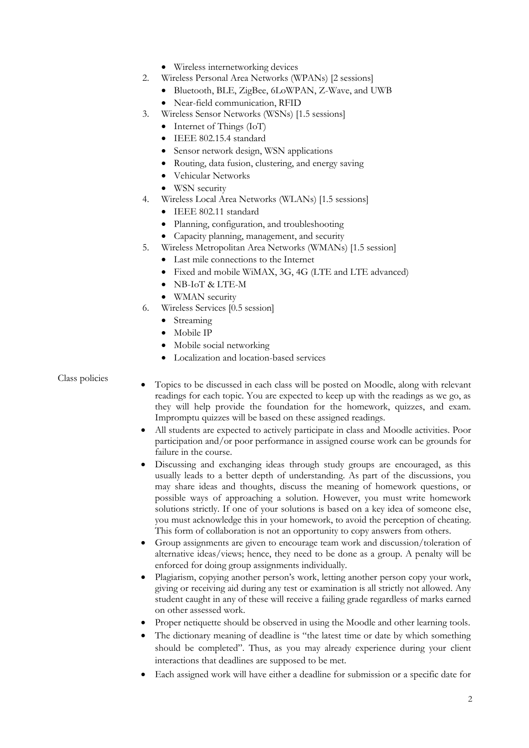- Wireless internetworking devices

2. Wireless Personal Area Networks (WPANs) [2 sessions]
   - Bluetooth, BLE, ZigBee, 6LoWPAN, Z-Wave, and UWB
   - Near-field communication, RFID
3. Wireless Sensor Networks (WSNs) [1.5 sessions]
   - Internet of Things (IoT)
   - IEEE 802.15.4 standard
   - Sensor network design, WSN applications
   - Routing, data fusion, clustering, and energy saving
   - Vehicular Networks
   - WSN security
4. Wireless Local Area Networks (WLANs) [1.5 sessions]
   - IEEE 802.11 standard
   - Planning, configuration, and troubleshooting
   - Capacity planning, management, and security
5. Wireless Metropolitan Area Networks (WMANs) [1.5 session]
   - Last mile connections to the Internet
   - Fixed and mobile WiMAX, 3G, 4G (LTE and LTE advanced)
   - NB-IoT & LTE-M
   - WMAN security
6. Wireless Services [0.5 session]
   - Streaming
   - Mobile IP
   - Mobile social networking
   - Localization and location-based services

Class policies

- Topics to be discussed in each class will be posted on Moodle, along with relevant readings for each topic. You are expected to keep up with the readings as we go, as they will help provide the foundation for the homework, quizzes, and exam. Impromptu quizzes will be based on these assigned readings.
- All students are expected to actively participate in class and Moodle activities. Poor participation and/or poor performance in assigned course work can be grounds for failure in the course.
- Discussing and exchanging ideas through study groups are encouraged, as this usually leads to a better depth of understanding. As part of the discussions, you may share ideas and thoughts, discuss the meaning of homework questions, or possible ways of approaching a solution. However, you must write homework solutions strictly. If one of your solutions is based on a key idea of someone else, you must acknowledge this in your homework, to avoid the perception of cheating. This form of collaboration is not an opportunity to copy answers from others.
- Group assignments are given to encourage team work and discussion/toleration of alternative ideas/views; hence, they need to be done as a group. A penalty will be enforced for doing group assignments individually.
- Plagiarism, copying another person's work, letting another person copy your work, giving or receiving aid during any test or examination is all strictly not allowed. Any student caught in any of these will receive a failing grade regardless of marks earned on other assessed work.
- Proper netiquette should be observed in using the Moodle and other learning tools.
- The dictionary meaning of deadline is "the latest time or date by which something should be completed". Thus, as you may already experience during your client interactions that deadlines are supposed to be met.
- Each assigned work will have either a deadline for submission or a specific date for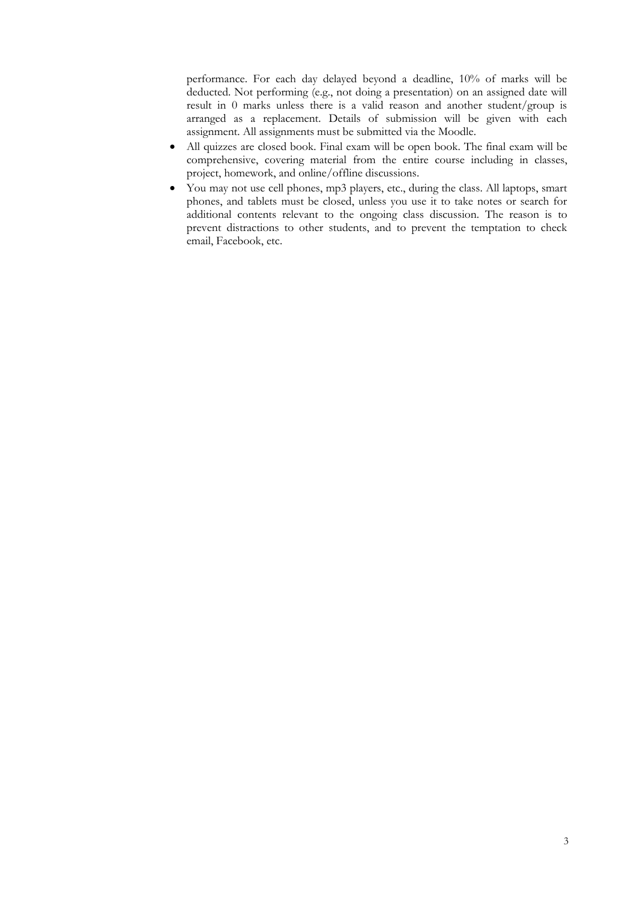performance. For each day delayed beyond a deadline, 10% of marks will be deducted. Not performing (e.g., not doing a presentation) on an assigned date will result in 0 marks unless there is a valid reason and another student/group is arranged as a replacement. Details of submission will be given with each assignment. All assignments must be submitted via the Moodle.

- All quizzes are closed book. Final exam will be open book. The final exam will be comprehensive, covering material from the entire course including in classes, project, homework, and online/offline discussions.
- You may not use cell phones, mp3 players, etc., during the class. All laptops, smart phones, and tablets must be closed, unless you use it to take notes or search for additional contents relevant to the ongoing class discussion. The reason is to prevent distractions to other students, and to prevent the temptation to check email, Facebook, etc.